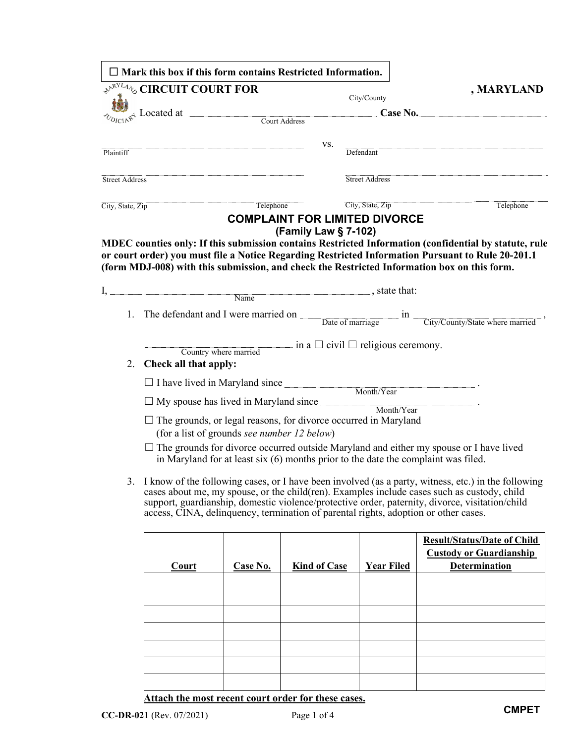☐ **Mark this box if this form contains Restricted Information.**

**CIRCUIT COURT FOR** ____________ ____________ **, MARYLAND**
City/County

Located at ______________________ **Case No.** ____________
Court Address

______________________ vs. ______________________
Plaintiff Defendant

______________________ ______________________
Street Address Street Address

______________________ ______________________
City, State, Zip Telephone City, State, Zip Telephone

## COMPLAINT FOR LIMITED DIVORCE
### (Family Law § 7-102)

**MDEC counties only: If this submission contains Restricted Information (confidential by statute, rule or court order) you must file a Notice Regarding Restricted Information Pursuant to Rule 20-201.1 (form MDJ-008) with this submission, and check the Restricted Information box on this form.**

I, ______________________ , state that:
Name

1. The defendant and I were married on ____________ in ____________ ,
   Date of marriage City/County/State where married

   ____________ in a ☐ civil ☐ religious ceremony.
   Country where married

2. **Check all that apply:**

   ☐ I have lived in Maryland since ____________ .
   Month/Year

   ☐ My spouse has lived in Maryland since ____________ .
   Month/Year

   ☐ The grounds, or legal reasons, for divorce occurred in Maryland (for a list of grounds *see number 12 below*)

   ☐ The grounds for divorce occurred outside Maryland and either my spouse or I have lived in Maryland for at least six (6) months prior to the date the complaint was filed.

3. I know of the following cases, or I have been involved (as a party, witness, etc.) in the following cases about me, my spouse, or the child(ren). Examples include cases such as custody, child support, guardianship, domestic violence/protective order, paternity, divorce, visitation/child access, CINA, delinquency, termination of parental rights, adoption or other cases.

| Court | Case No. | Kind of Case | Year Filed | Result/Status/Date of Child Custody or Guardianship Determination |
|---|---|---|---|---|
| | | | | |
| | | | | |
| | | | | |
| | | | | |
| | | | | |
| | | | | |
| | | | | |

**Attach the most recent court order for these cases.**

CC-DR-021 (Rev. 07/2021)

CMPET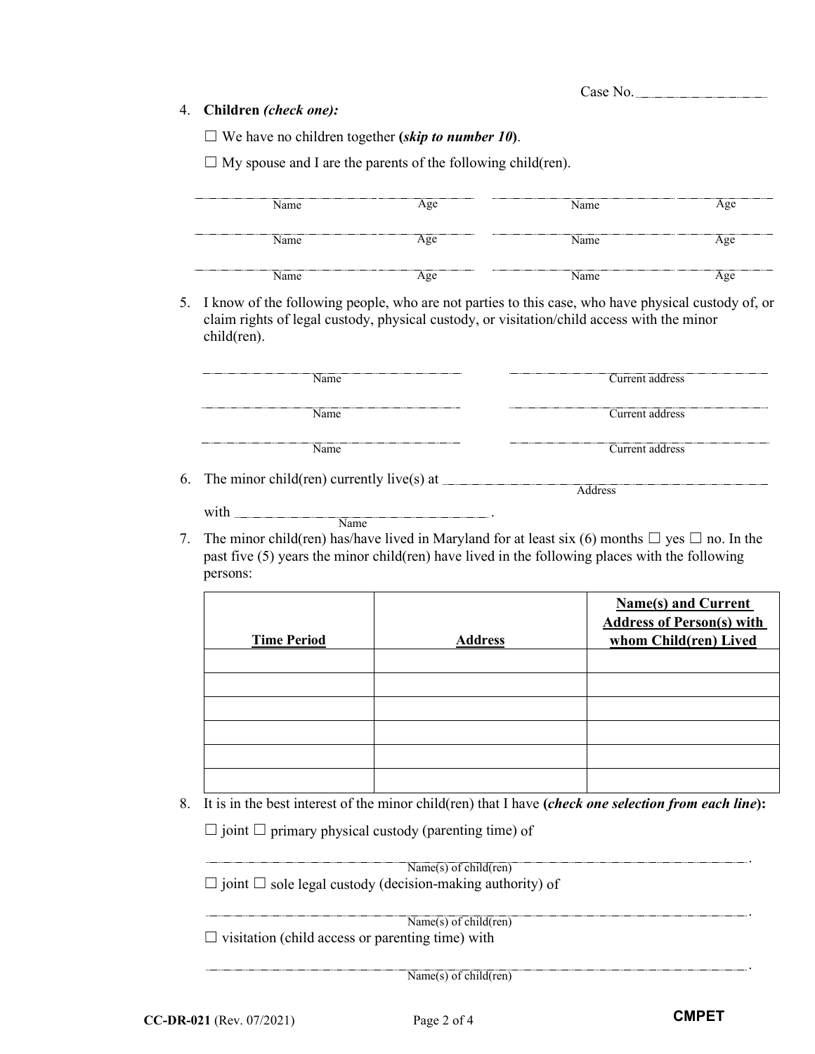Case No. ____________

4. **Children** ***(check one):***

   ☐ We have no children together **(*skip to number 10*)**.

   ☐ My spouse and I are the parents of the following child(ren).

   | Name | Age | Name | Age |
   |---|---|---|---|
   | | | | |
   | | | | |
   | | | | |

5. I know of the following people, who are not parties to this case, who have physical custody of, or claim rights of legal custody, physical custody, or visitation/child access with the minor child(ren).

   | Name | Current address |
   |---|---|
   | | |
   | | |
   | | |

6. The minor child(ren) currently live(s) at ______________________________ (Address)

   with ______________________________ (Name) .

7. The minor child(ren) has/have lived in Maryland for at least six (6) months ☐ yes ☐ no. In the past five (5) years the minor child(ren) have lived in the following places with the following persons:

   | Time Period | Address | Name(s) and Current Address of Person(s) with whom Child(ren) Lived |
   |---|---|---|
   | | | |
   | | | |
   | | | |
   | | | |
   | | | |
   | | | |

8. It is in the best interest of the minor child(ren) that I have **(*check one selection from each line*)**:

   ☐ joint ☐ primary physical custody (parenting time) of

   ______________________________ (Name(s) of child(ren)) .

   ☐ joint ☐ sole legal custody (decision-making authority) of

   ______________________________ (Name(s) of child(ren)) .

   ☐ visitation (child access or parenting time) with

   ______________________________ (Name(s) of child(ren)) .

**CC-DR-021** (Rev. 07/2021) **CMPET**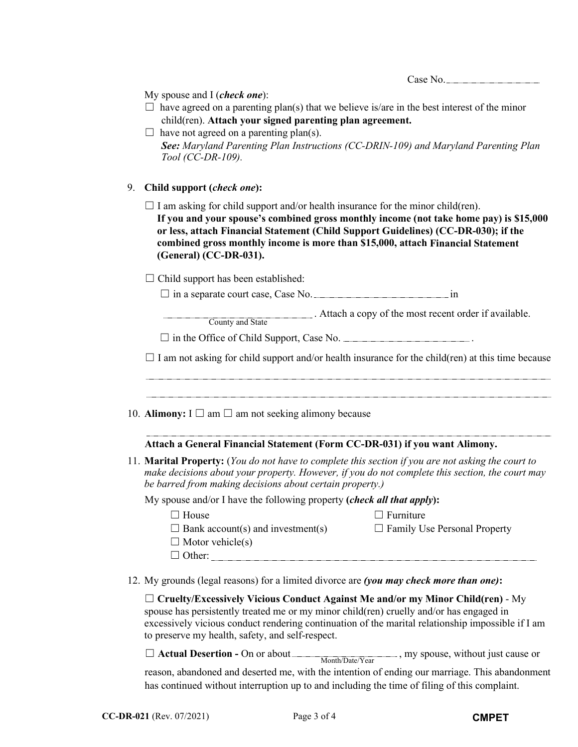Case No. ____________

My spouse and I (***check one***):

☐ have agreed on a parenting plan(s) that we believe is/are in the best interest of the minor child(ren). **Attach your signed parenting plan agreement.**

☐ have not agreed on a parenting plan(s).
***See:*** *Maryland Parenting Plan Instructions (CC-DRIN-109) and Maryland Parenting Plan Tool (CC-DR-109).*

9. **Child support (*check one*):**

   ☐ I am asking for child support and/or health insurance for the minor child(ren).
   **If you and your spouse's combined gross monthly income (not take home pay) is $15,000 or less, attach Financial Statement (Child Support Guidelines) (CC-DR-030); if the combined gross monthly income is more than $15,000, attach Financial Statement (General) (CC-DR-031).**

   ☐ Child support has been established:

   ☐ in a separate court case, Case No. ____________ in ____________ (County and State). Attach a copy of the most recent order if available.

   ☐ in the Office of Child Support, Case No. ____________.

   ☐ I am not asking for child support and/or health insurance for the child(ren) at this time because ____________________________________________

10. **Alimony:** I ☐ am ☐ am not seeking alimony because ____________________________________________

    **Attach a General Financial Statement (Form CC-DR-031) if you want Alimony.**

11. **Marital Property:** (*You do not have to complete this section if you are not asking the court to make decisions about your property. However, if you do not complete this section, the court may be barred from making decisions about certain property.)*

    My spouse and/or I have the following property **(*check all that apply*):**

    ☐ House
    ☐ Bank account(s) and investment(s)
    ☐ Motor vehicle(s)
    ☐ Other: ____________
    ☐ Furniture
    ☐ Family Use Personal Property

12. My grounds (legal reasons) for a limited divorce are ***(you may check more than one)*:**

    ☐ **Cruelty/Excessively Vicious Conduct Against Me and/or my Minor Child(ren)** - My spouse has persistently treated me or my minor child(ren) cruelly and/or has engaged in excessively vicious conduct rendering continuation of the marital relationship impossible if I am to preserve my health, safety, and self-respect.

    ☐ **Actual Desertion -** On or about ____________ (Month/Date/Year), my spouse, without just cause or reason, abandoned and deserted me, with the intention of ending our marriage. This abandonment has continued without interruption up to and including the time of filing of this complaint.

CC-DR-021 (Rev. 07/2021) CMPET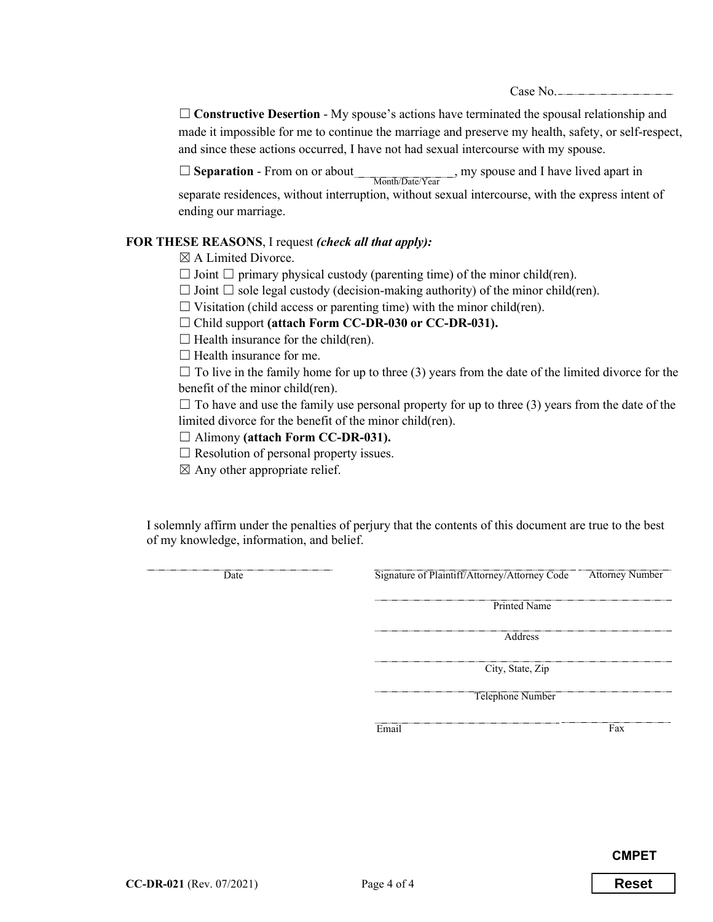Case No. ____________

☐ **Constructive Desertion** - My spouse's actions have terminated the spousal relationship and made it impossible for me to continue the marriage and preserve my health, safety, or self-respect, and since these actions occurred, I have not had sexual intercourse with my spouse.

☐ **Separation** - From on or about ____________ (Month/Date/Year), my spouse and I have lived apart in separate residences, without interruption, without sexual intercourse, with the express intent of ending our marriage.

**FOR THESE REASONS**, I request ***(check all that apply):***

☒ A Limited Divorce.

☐ Joint ☐ primary physical custody (parenting time) of the minor child(ren).

☐ Joint ☐ sole legal custody (decision-making authority) of the minor child(ren).

☐ Visitation (child access or parenting time) with the minor child(ren).

☐ Child support **(attach Form CC-DR-030 or CC-DR-031).**

☐ Health insurance for the child(ren).

☐ Health insurance for me.

☐ To live in the family home for up to three (3) years from the date of the limited divorce for the benefit of the minor child(ren).

☐ To have and use the family use personal property for up to three (3) years from the date of the limited divorce for the benefit of the minor child(ren).

☐ Alimony **(attach Form CC-DR-031).**

☐ Resolution of personal property issues.

☒ Any other appropriate relief.

I solemnly affirm under the penalties of perjury that the contents of this document are true to the best of my knowledge, information, and belief.

| | |
|---|---|
| ____________ Date | ____________ Signature of Plaintiff/Attorney/Attorney Code ____________ Attorney Number |
| | ____________ Printed Name |
| | ____________ Address |
| | ____________ City, State, Zip |
| | ____________ Telephone Number |
| | ____________ Email ____________ Fax |

CMPET

**CC-DR-021** (Rev. 07/2021)

Reset